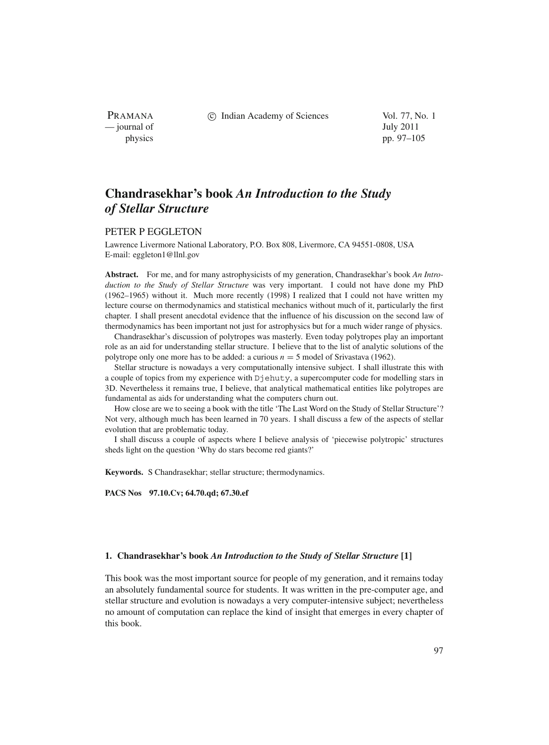# Chandrasekhar's book *An Introduction to the Study of Stellar Structure*

PETER P EGGLETON

Lawrence Livermore National Laboratory, P.O. Box 808, Livermore, CA 94551-0808, USA
E-mail: eggleton1@llnl.gov

**Abstract.** For me, and for many astrophysicists of my generation, Chandrasekhar's book *An Introduction to the Study of Stellar Structure* was very important. I could not have done my PhD (1962–1965) without it. Much more recently (1998) I realized that I could not have written my lecture course on thermodynamics and statistical mechanics without much of it, particularly the first chapter. I shall present anecdotal evidence that the influence of his discussion on the second law of thermodynamics has been important not just for astrophysics but for a much wider range of physics.

Chandrasekhar's discussion of polytropes was masterly. Even today polytropes play an important role as an aid for understanding stellar structure. I believe that to the list of analytic solutions of the polytrope only one more has to be added: a curious $n = 5$ model of Srivastava (1962).

Stellar structure is nowadays a very computationally intensive subject. I shall illustrate this with a couple of topics from my experience with `Djehuty`, a supercomputer code for modelling stars in 3D. Nevertheless it remains true, I believe, that analytical mathematical entities like polytropes are fundamental as aids for understanding what the computers churn out.

How close are we to seeing a book with the title 'The Last Word on the Study of Stellar Structure'? Not very, although much has been learned in 70 years. I shall discuss a few of the aspects of stellar evolution that are problematic today.

I shall discuss a couple of aspects where I believe analysis of 'piecewise polytropic' structures sheds light on the question 'Why do stars become red giants?'

**Keywords.** S Chandrasekhar; stellar structure; thermodynamics.

**PACS Nos** **97.10.Cv; 64.70.qd; 67.30.ef**

## 1. Chandrasekhar's book *An Introduction to the Study of Stellar Structure* [1]

This book was the most important source for people of my generation, and it remains today an absolutely fundamental source for students. It was written in the pre-computer age, and stellar structure and evolution is nowadays a very computer-intensive subject; nevertheless no amount of computation can replace the kind of insight that emerges in every chapter of this book.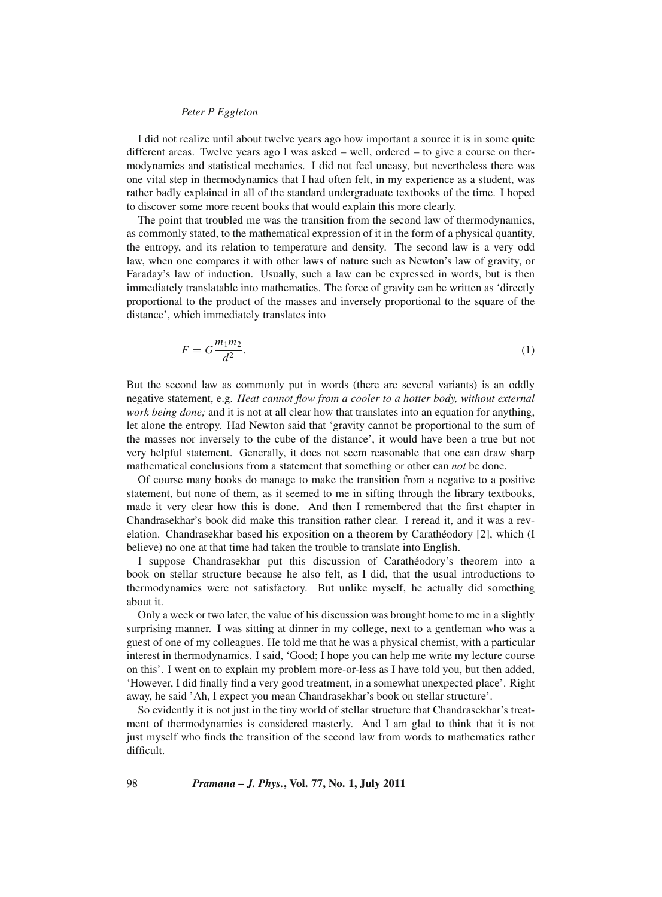I did not realize until about twelve years ago how important a source it is in some quite different areas. Twelve years ago I was asked – well, ordered – to give a course on thermodynamics and statistical mechanics. I did not feel uneasy, but nevertheless there was one vital step in thermodynamics that I had often felt, in my experience as a student, was rather badly explained in all of the standard undergraduate textbooks of the time. I hoped to discover some more recent books that would explain this more clearly.

The point that troubled me was the transition from the second law of thermodynamics, as commonly stated, to the mathematical expression of it in the form of a physical quantity, the entropy, and its relation to temperature and density. The second law is a very odd law, when one compares it with other laws of nature such as Newton's law of gravity, or Faraday's law of induction. Usually, such a law can be expressed in words, but is then immediately translatable into mathematics. The force of gravity can be written as 'directly proportional to the product of the masses and inversely proportional to the square of the distance', which immediately translates into

$$F = G\frac{m_1 m_2}{d^2}. \tag{1}$$

But the second law as commonly put in words (there are several variants) is an oddly negative statement, e.g. *Heat cannot flow from a cooler to a hotter body, without external work being done;* and it is not at all clear how that translates into an equation for anything, let alone the entropy. Had Newton said that 'gravity cannot be proportional to the sum of the masses nor inversely to the cube of the distance', it would have been a true but not very helpful statement. Generally, it does not seem reasonable that one can draw sharp mathematical conclusions from a statement that something or other can *not* be done.

Of course many books do manage to make the transition from a negative to a positive statement, but none of them, as it seemed to me in sifting through the library textbooks, made it very clear how this is done. And then I remembered that the first chapter in Chandrasekhar's book did make this transition rather clear. I reread it, and it was a revelation. Chandrasekhar based his exposition on a theorem by Carathéodory [2], which (I believe) no one at that time had taken the trouble to translate into English.

I suppose Chandrasekhar put this discussion of Carathéodory's theorem into a book on stellar structure because he also felt, as I did, that the usual introductions to thermodynamics were not satisfactory. But unlike myself, he actually did something about it.

Only a week or two later, the value of his discussion was brought home to me in a slightly surprising manner. I was sitting at dinner in my college, next to a gentleman who was a guest of one of my colleagues. He told me that he was a physical chemist, with a particular interest in thermodynamics. I said, 'Good; I hope you can help me write my lecture course on this'. I went on to explain my problem more-or-less as I have told you, but then added, 'However, I did finally find a very good treatment, in a somewhat unexpected place'. Right away, he said 'Ah, I expect you mean Chandrasekhar's book on stellar structure'.

So evidently it is not just in the tiny world of stellar structure that Chandrasekhar's treatment of thermodynamics is considered masterly. And I am glad to think that it is not just myself who finds the transition of the second law from words to mathematics rather difficult.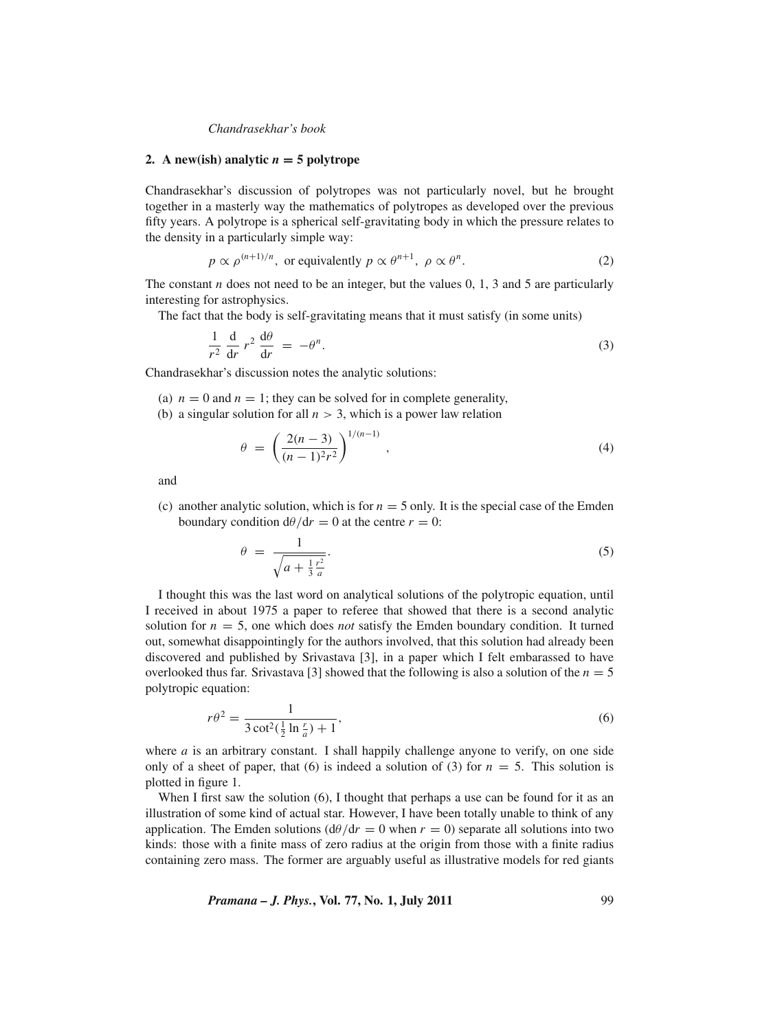## 2. A new(ish) analytic $n = 5$ polytrope

Chandrasekhar's discussion of polytropes was not particularly novel, but he brought together in a masterly way the mathematics of polytropes as developed over the previous fifty years. A polytrope is a spherical self-gravitating body in which the pressure relates to the density in a particularly simple way:

$$p \propto \rho^{(n+1)/n}, \text{ or equivalently } p \propto \theta^{n+1}, \ \rho \propto \theta^n. \tag{2}$$

The constant $n$ does not need to be an integer, but the values 0, 1, 3 and 5 are particularly interesting for astrophysics.

The fact that the body is self-gravitating means that it must satisfy (in some units)

$$\frac{1}{r^2} \frac{\mathrm{d}}{\mathrm{d}r} r^2 \frac{\mathrm{d}\theta}{\mathrm{d}r} = -\theta^n. \tag{3}$$

Chandrasekhar's discussion notes the analytic solutions:

(a) $n = 0$ and $n = 1$; they can be solved for in complete generality,

(b) a singular solution for all $n > 3$, which is a power law relation

$$\theta = \left( \frac{2(n-3)}{(n-1)^2 r^2} \right)^{1/(n-1)}, \tag{4}$$

and

(c) another analytic solution, which is for $n = 5$ only. It is the special case of the Emden boundary condition $\mathrm{d}\theta/\mathrm{d}r = 0$ at the centre $r = 0$:

$$\theta = \frac{1}{\sqrt{a + \frac{1}{3}\frac{r^2}{a}}}. \tag{5}$$

I thought this was the last word on analytical solutions of the polytropic equation, until I received in about 1975 a paper to referee that showed that there is a second analytic solution for $n = 5$, one which does *not* satisfy the Emden boundary condition. It turned out, somewhat disappointingly for the authors involved, that this solution had already been discovered and published by Srivastava [3], in a paper which I felt embarassed to have overlooked thus far. Srivastava [3] showed that the following is also a solution of the $n = 5$ polytropic equation:

$$r\theta^2 = \frac{1}{3\cot^2(\frac{1}{2}\ln\frac{r}{a}) + 1}, \tag{6}$$

where $a$ is an arbitrary constant. I shall happily challenge anyone to verify, on one side only of a sheet of paper, that (6) is indeed a solution of (3) for $n = 5$. This solution is plotted in figure 1.

When I first saw the solution (6), I thought that perhaps a use can be found for it as an illustration of some kind of actual star. However, I have been totally unable to think of any application. The Emden solutions ($\mathrm{d}\theta/\mathrm{d}r = 0$ when $r = 0$) separate all solutions into two kinds: those with a finite mass of zero radius at the origin from those with a finite radius containing zero mass. The former are arguably useful as illustrative models for red giants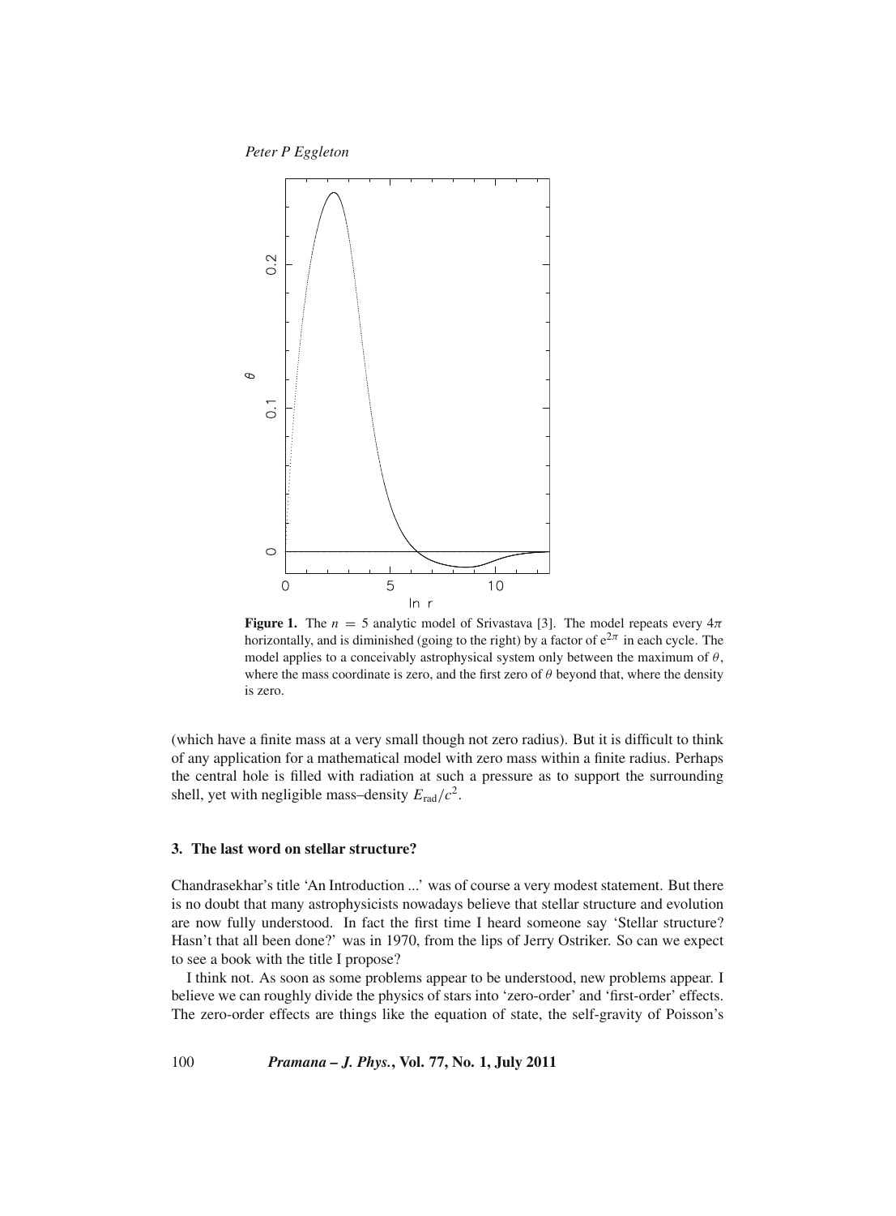**Figure 1.** The $n = 5$ analytic model of Srivastava [3]. The model repeats every $4\pi$ horizontally, and is diminished (going to the right) by a factor of $e^{2\pi}$ in each cycle. The model applies to a conceivably astrophysical system only between the maximum of $\theta$, where the mass coordinate is zero, and the first zero of $\theta$ beyond that, where the density is zero.

(which have a finite mass at a very small though not zero radius). But it is difficult to think of any application for a mathematical model with zero mass within a finite radius. Perhaps the central hole is filled with radiation at such a pressure as to support the surrounding shell, yet with negligible mass–density $E_{\rm rad}/c^2$.

## 3. The last word on stellar structure?

Chandrasekhar's title 'An Introduction ...' was of course a very modest statement. But there is no doubt that many astrophysicists nowadays believe that stellar structure and evolution are now fully understood. In fact the first time I heard someone say 'Stellar structure? Hasn't that all been done?' was in 1970, from the lips of Jerry Ostriker. So can we expect to see a book with the title I propose?

I think not. As soon as some problems appear to be understood, new problems appear. I believe we can roughly divide the physics of stars into 'zero-order' and 'first-order' effects. The zero-order effects are things like the equation of state, the self-gravity of Poisson's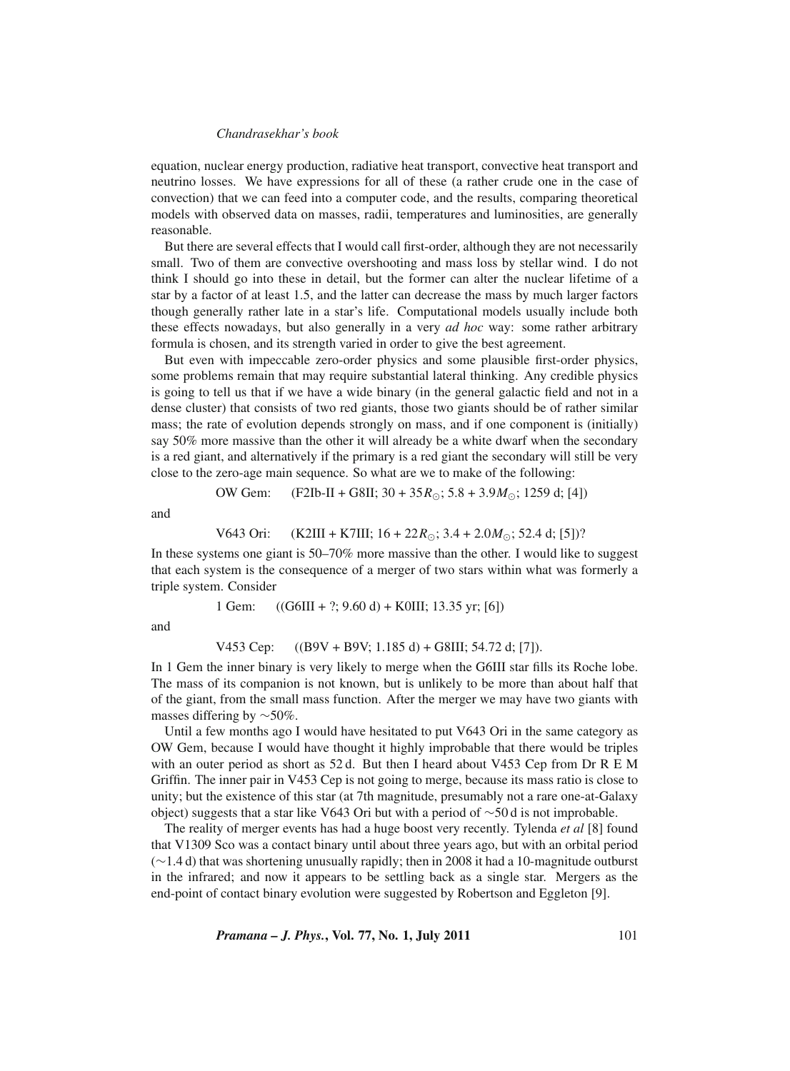equation, nuclear energy production, radiative heat transport, convective heat transport and neutrino losses. We have expressions for all of these (a rather crude one in the case of convection) that we can feed into a computer code, and the results, comparing theoretical models with observed data on masses, radii, temperatures and luminosities, are generally reasonable.

But there are several effects that I would call first-order, although they are not necessarily small. Two of them are convective overshooting and mass loss by stellar wind. I do not think I should go into these in detail, but the former can alter the nuclear lifetime of a star by a factor of at least 1.5, and the latter can decrease the mass by much larger factors though generally rather late in a star's life. Computational models usually include both these effects nowadays, but also generally in a very *ad hoc* way: some rather arbitrary formula is chosen, and its strength varied in order to give the best agreement.

But even with impeccable zero-order physics and some plausible first-order physics, some problems remain that may require substantial lateral thinking. Any credible physics is going to tell us that if we have a wide binary (in the general galactic field and not in a dense cluster) that consists of two red giants, those two giants should be of rather similar mass; the rate of evolution depends strongly on mass, and if one component is (initially) say 50% more massive than the other it will already be a white dwarf when the secondary is a red giant, and alternatively if the primary is a red giant the secondary will still be very close to the zero-age main sequence. So what are we to make of the following:

OW Gem: (F2Ib-II + G8II; $30 + 35R_\odot$; $5.8 + 3.9M_\odot$; 1259 d; [4])

and

V643 Ori: (K2III + K7III; $16 + 22R_\odot$; $3.4 + 2.0M_\odot$; 52.4 d; [5])?

In these systems one giant is 50–70% more massive than the other. I would like to suggest that each system is the consequence of a merger of two stars within what was formerly a triple system. Consider

1 Gem: ((G6III + ?; 9.60 d) + K0III; 13.35 yr; [6])

and

V453 Cep: ((B9V + B9V; 1.185 d) + G8III; 54.72 d; [7]).

In 1 Gem the inner binary is very likely to merge when the G6III star fills its Roche lobe. The mass of its companion is not known, but is unlikely to be more than about half that of the giant, from the small mass function. After the merger we may have two giants with masses differing by ∼50%.

Until a few months ago I would have hesitated to put V643 Ori in the same category as OW Gem, because I would have thought it highly improbable that there would be triples with an outer period as short as 52 d. But then I heard about V453 Cep from Dr R E M Griffin. The inner pair in V453 Cep is not going to merge, because its mass ratio is close to unity; but the existence of this star (at 7th magnitude, presumably not a rare one-at-Galaxy object) suggests that a star like V643 Ori but with a period of ∼50 d is not improbable.

The reality of merger events has had a huge boost very recently. Tylenda *et al* [8] found that V1309 Sco was a contact binary until about three years ago, but with an orbital period (∼1.4 d) that was shortening unusually rapidly; then in 2008 it had a 10-magnitude outburst in the infrared; and now it appears to be settling back as a single star. Mergers as the end-point of contact binary evolution were suggested by Robertson and Eggleton [9].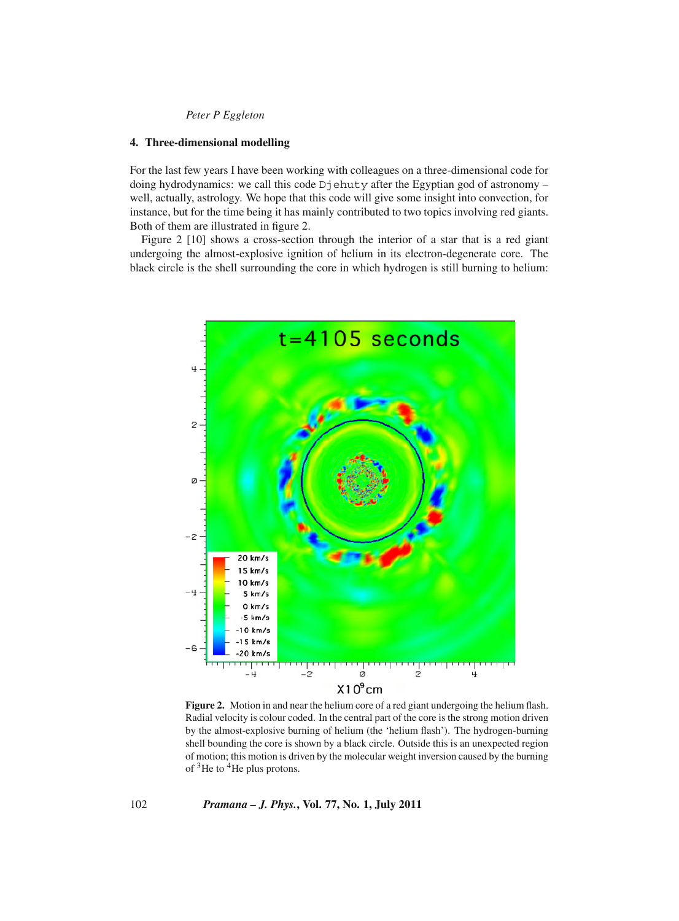## 4. Three-dimensional modelling

For the last few years I have been working with colleagues on a three-dimensional code for doing hydrodynamics: we call this code `Djehuty` after the Egyptian god of astronomy – well, actually, astrology. We hope that this code will give some insight into convection, for instance, but for the time being it has mainly contributed to two topics involving red giants. Both of them are illustrated in figure 2.

Figure 2 [10] shows a cross-section through the interior of a star that is a red giant undergoing the almost-explosive ignition of helium in its electron-degenerate core. The black circle is the shell surrounding the core in which hydrogen is still burning to helium:

**Figure 2.** Motion in and near the helium core of a red giant undergoing the helium flash. Radial velocity is colour coded. In the central part of the core is the strong motion driven by the almost-explosive burning of helium (the 'helium flash'). The hydrogen-burning shell bounding the core is shown by a black circle. Outside this is an unexpected region of motion; this motion is driven by the molecular weight inversion caused by the burning of $^{3}$He to $^{4}$He plus protons.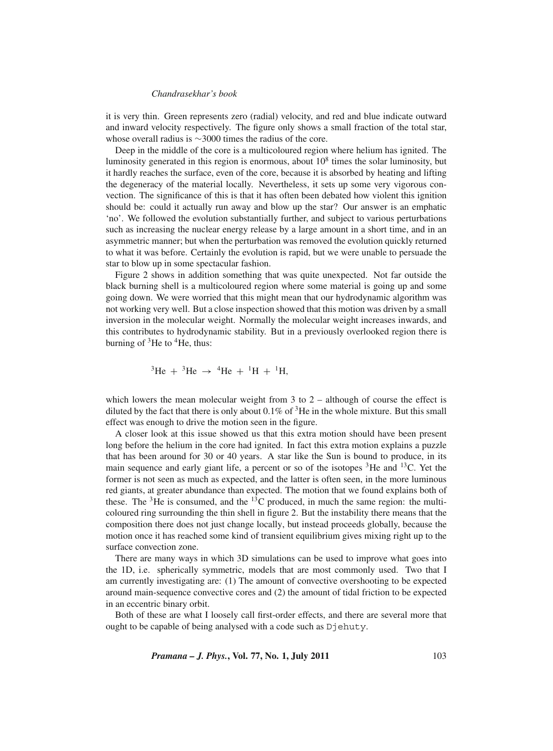it is very thin. Green represents zero (radial) velocity, and red and blue indicate outward and inward velocity respectively. The figure only shows a small fraction of the total star, whose overall radius is $\sim$3000 times the radius of the core.

Deep in the middle of the core is a multicoloured region where helium has ignited. The luminosity generated in this region is enormous, about $10^8$ times the solar luminosity, but it hardly reaches the surface, even of the core, because it is absorbed by heating and lifting the degeneracy of the material locally. Nevertheless, it sets up some very vigorous convection. The significance of this is that it has often been debated how violent this ignition should be: could it actually run away and blow up the star? Our answer is an emphatic 'no'. We followed the evolution substantially further, and subject to various perturbations such as increasing the nuclear energy release by a large amount in a short time, and in an asymmetric manner; but when the perturbation was removed the evolution quickly returned to what it was before. Certainly the evolution is rapid, but we were unable to persuade the star to blow up in some spectacular fashion.

Figure 2 shows in addition something that was quite unexpected. Not far outside the black burning shell is a multicoloured region where some material is going up and some going down. We were worried that this might mean that our hydrodynamic algorithm was not working very well. But a close inspection showed that this motion was driven by a small inversion in the molecular weight. Normally the molecular weight increases inwards, and this contributes to hydrodynamic stability. But in a previously overlooked region there is burning of $^3$He to $^4$He, thus:

$$^3\mathrm{He} + {}^3\mathrm{He} \rightarrow {}^4\mathrm{He} + {}^1\mathrm{H} + {}^1\mathrm{H},$$

which lowers the mean molecular weight from 3 to 2 – although of course the effect is diluted by the fact that there is only about 0.1% of $^3$He in the whole mixture. But this small effect was enough to drive the motion seen in the figure.

A closer look at this issue showed us that this extra motion should have been present long before the helium in the core had ignited. In fact this extra motion explains a puzzle that has been around for 30 or 40 years. A star like the Sun is bound to produce, in its main sequence and early giant life, a percent or so of the isotopes $^3$He and $^{13}$C. Yet the former is not seen as much as expected, and the latter is often seen, in the more luminous red giants, at greater abundance than expected. The motion that we found explains both of these. The $^3$He is consumed, and the $^{13}$C produced, in much the same region: the multicoloured ring surrounding the thin shell in figure 2. But the instability there means that the composition there does not just change locally, but instead proceeds globally, because the motion once it has reached some kind of transient equilibrium gives mixing right up to the surface convection zone.

There are many ways in which 3D simulations can be used to improve what goes into the 1D, i.e. spherically symmetric, models that are most commonly used. Two that I am currently investigating are: (1) The amount of convective overshooting to be expected around main-sequence convective cores and (2) the amount of tidal friction to be expected in an eccentric binary orbit.

Both of these are what I loosely call first-order effects, and there are several more that ought to be capable of being analysed with a code such as `Djehuty`.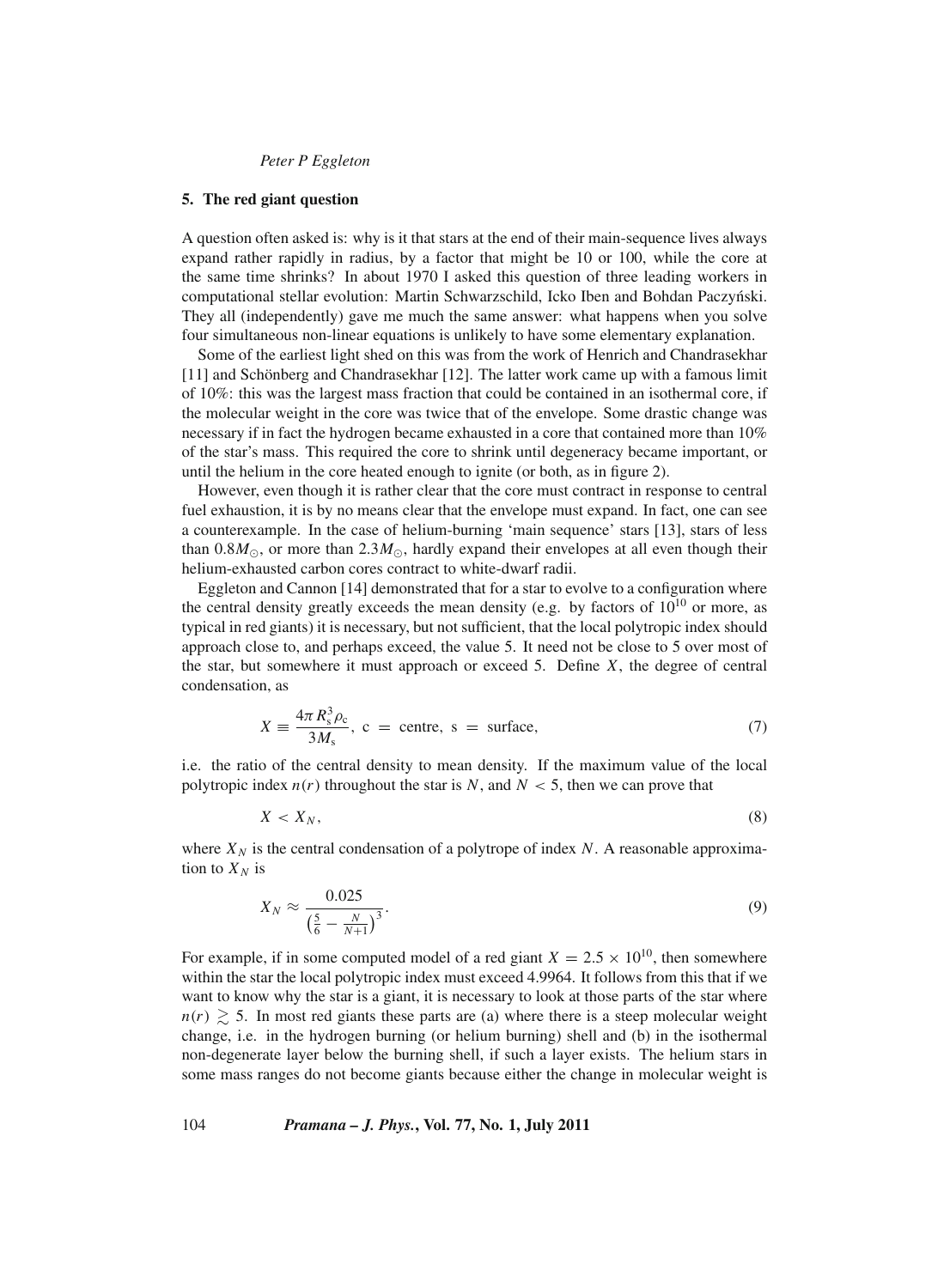## 5. The red giant question

A question often asked is: why is it that stars at the end of their main-sequence lives always expand rather rapidly in radius, by a factor that might be 10 or 100, while the core at the same time shrinks? In about 1970 I asked this question of three leading workers in computational stellar evolution: Martin Schwarzschild, Icko Iben and Bohdan Paczyński. They all (independently) gave me much the same answer: what happens when you solve four simultaneous non-linear equations is unlikely to have some elementary explanation.

Some of the earliest light shed on this was from the work of Henrich and Chandrasekhar [11] and Schönberg and Chandrasekhar [12]. The latter work came up with a famous limit of 10%: this was the largest mass fraction that could be contained in an isothermal core, if the molecular weight in the core was twice that of the envelope. Some drastic change was necessary if in fact the hydrogen became exhausted in a core that contained more than 10% of the star's mass. This required the core to shrink until degeneracy became important, or until the helium in the core heated enough to ignite (or both, as in figure 2).

However, even though it is rather clear that the core must contract in response to central fuel exhaustion, it is by no means clear that the envelope must expand. In fact, one can see a counterexample. In the case of helium-burning 'main sequence' stars [13], stars of less than $0.8M_{\odot}$, or more than $2.3M_{\odot}$, hardly expand their envelopes at all even though their helium-exhausted carbon cores contract to white-dwarf radii.

Eggleton and Cannon [14] demonstrated that for a star to evolve to a configuration where the central density greatly exceeds the mean density (e.g. by factors of $10^{10}$ or more, as typical in red giants) it is necessary, but not sufficient, that the local polytropic index should approach close to, and perhaps exceed, the value 5. It need not be close to 5 over most of the star, but somewhere it must approach or exceed 5. Define $X$, the degree of central condensation, as

$$X \equiv \frac{4\pi R_{\mathrm{s}}^3 \rho_{\mathrm{c}}}{3M_{\mathrm{s}}},\ \mathrm{c}\ =\ \mathrm{centre},\ \mathrm{s}\ =\ \mathrm{surface}, \tag{7}$$

i.e. the ratio of the central density to mean density. If the maximum value of the local polytropic index $n(r)$ throughout the star is $N$, and $N < 5$, then we can prove that

$$X < X_N, \tag{8}$$

where $X_N$ is the central condensation of a polytrope of index $N$. A reasonable approximation to $X_N$ is

$$X_N \approx \frac{0.025}{\left(\frac{5}{6} - \frac{N}{N+1}\right)^3}. \tag{9}$$

For example, if in some computed model of a red giant $X = 2.5 \times 10^{10}$, then somewhere within the star the local polytropic index must exceed 4.9964. It follows from this that if we want to know why the star is a giant, it is necessary to look at those parts of the star where $n(r) \gtrsim 5$. In most red giants these parts are (a) where there is a steep molecular weight change, i.e. in the hydrogen burning (or helium burning) shell and (b) in the isothermal non-degenerate layer below the burning shell, if such a layer exists. The helium stars in some mass ranges do not become giants because either the change in molecular weight is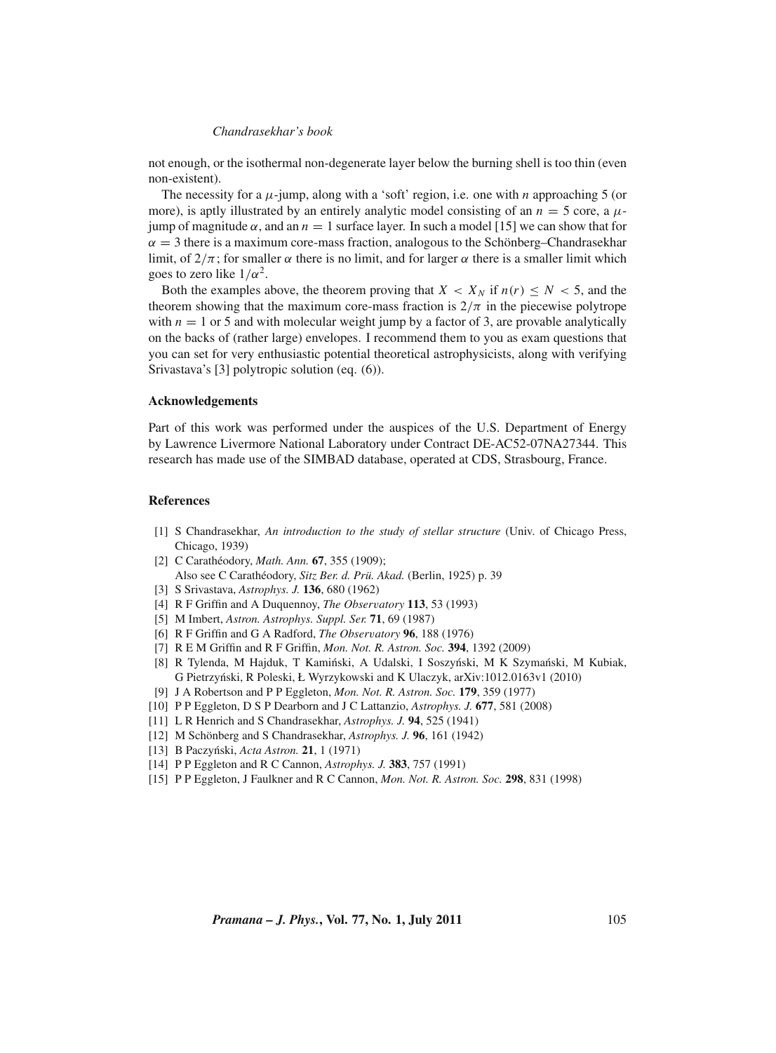not enough, or the isothermal non-degenerate layer below the burning shell is too thin (even non-existent).

The necessity for a $\mu$-jump, along with a 'soft' region, i.e. one with $n$ approaching 5 (or more), is aptly illustrated by an entirely analytic model consisting of an $n = 5$ core, a $\mu$-jump of magnitude $\alpha$, and an $n = 1$ surface layer. In such a model [15] we can show that for $\alpha = 3$ there is a maximum core-mass fraction, analogous to the Schönberg–Chandrasekhar limit, of $2/\pi$; for smaller $\alpha$ there is no limit, and for larger $\alpha$ there is a smaller limit which goes to zero like $1/\alpha^2$.

Both the examples above, the theorem proving that $X < X_N$ if $n(r) \leq N < 5$, and the theorem showing that the maximum core-mass fraction is $2/\pi$ in the piecewise polytrope with $n = 1$ or 5 and with molecular weight jump by a factor of 3, are provable analytically on the backs of (rather large) envelopes. I recommend them to you as exam questions that you can set for very enthusiastic potential theoretical astrophysicists, along with verifying Srivastava's [3] polytropic solution (eq. (6)).

### Acknowledgements

Part of this work was performed under the auspices of the U.S. Department of Energy by Lawrence Livermore National Laboratory under Contract DE-AC52-07NA27344. This research has made use of the SIMBAD database, operated at CDS, Strasbourg, France.

### References

[1] S Chandrasekhar, *An introduction to the study of stellar structure* (Univ. of Chicago Press, Chicago, 1939)

[2] C Carathéodory, *Math. Ann.* **67**, 355 (1909);
Also see C Carathéodory, *Sitz Ber. d. Prü. Akad.* (Berlin, 1925) p. 39

[3] S Srivastava, *Astrophys. J.* **136**, 680 (1962)

[4] R F Griffin and A Duquennoy, *The Observatory* **113**, 53 (1993)

[5] M Imbert, *Astron. Astrophys. Suppl. Ser.* **71**, 69 (1987)

[6] R F Griffin and G A Radford, *The Observatory* **96**, 188 (1976)

[7] R E M Griffin and R F Griffin, *Mon. Not. R. Astron. Soc.* **394**, 1392 (2009)

[8] R Tylenda, M Hajduk, T Kamiński, A Udalski, I Soszyński, M K Szymański, M Kubiak, G Pietrzyński, R Poleski, Ł Wyrzykowski and K Ulaczyk, arXiv:1012.0163v1 (2010)

[9] J A Robertson and P P Eggleton, *Mon. Not. R. Astron. Soc.* **179**, 359 (1977)

[10] P P Eggleton, D S P Dearborn and J C Lattanzio, *Astrophys. J.* **677**, 581 (2008)

[11] L R Henrich and S Chandrasekhar, *Astrophys. J.* **94**, 525 (1941)

[12] M Schönberg and S Chandrasekhar, *Astrophys. J.* **96**, 161 (1942)

[13] B Paczyński, *Acta Astron.* **21**, 1 (1971)

[14] P P Eggleton and R C Cannon, *Astrophys. J.* **383**, 757 (1991)

[15] P P Eggleton, J Faulkner and R C Cannon, *Mon. Not. R. Astron. Soc.* **298**, 831 (1998)